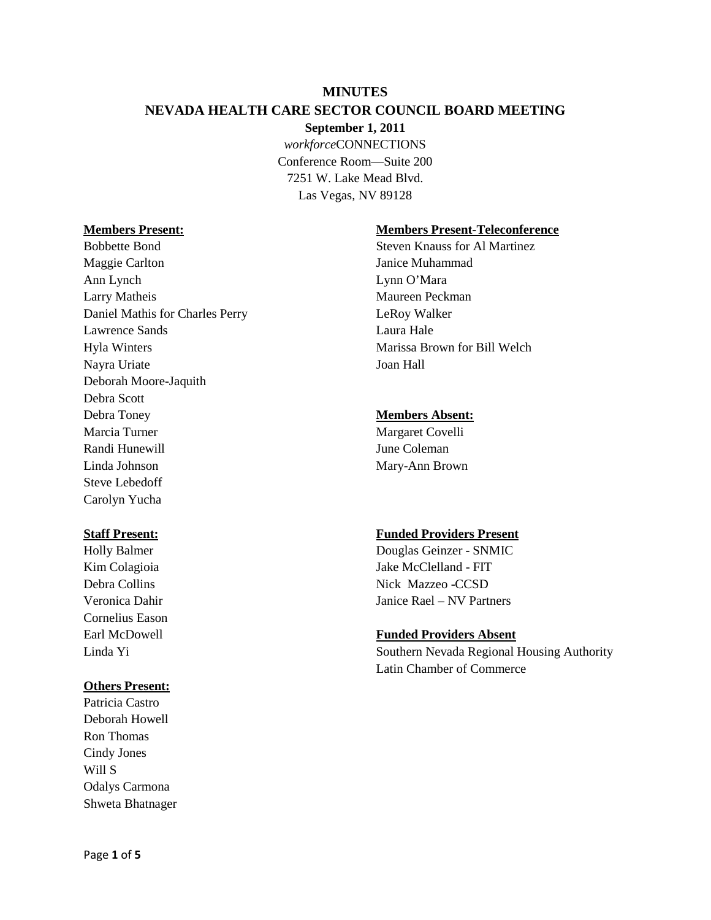# MINUTES

## NEVADA HEALTH CARE SECTOR COUNCIL BOARD MEETING

**September 1, 2011**

*workforce*CONNECTIONS
Conference Room—Suite 200
7251 W. Lake Mead Blvd.
Las Vegas, NV 89128

**Members Present:**

Bobbette Bond
Maggie Carlton
Ann Lynch
Larry Matheis
Daniel Mathis for Charles Perry
Lawrence Sands
Hyla Winters
Nayra Uriate
Deborah Moore-Jaquith
Debra Scott
Debra Toney
Marcia Turner
Randi Hunewill
Linda Johnson
Steve Lebedoff
Carolyn Yucha

**Members Present-Teleconference**

Steven Knauss for Al Martinez
Janice Muhammad
Lynn O'Mara
Maureen Peckman
LeRoy Walker
Laura Hale
Marissa Brown for Bill Welch
Joan Hall

**Members Absent:**

Margaret Covelli
June Coleman
Mary-Ann Brown

**Staff Present:**

Holly Balmer
Kim Colagioia
Debra Collins
Veronica Dahir
Cornelius Eason
Earl McDowell
Linda Yi

**Funded Providers Present**

Douglas Geinzer - SNMIC
Jake McClelland - FIT
Nick Mazzeo -CCSD
Janice Rael – NV Partners

**Funded Providers Absent**

Southern Nevada Regional Housing Authority
Latin Chamber of Commerce

**Others Present:**

Patricia Castro
Deborah Howell
Ron Thomas
Cindy Jones
Will S
Odalys Carmona
Shweta Bhatnager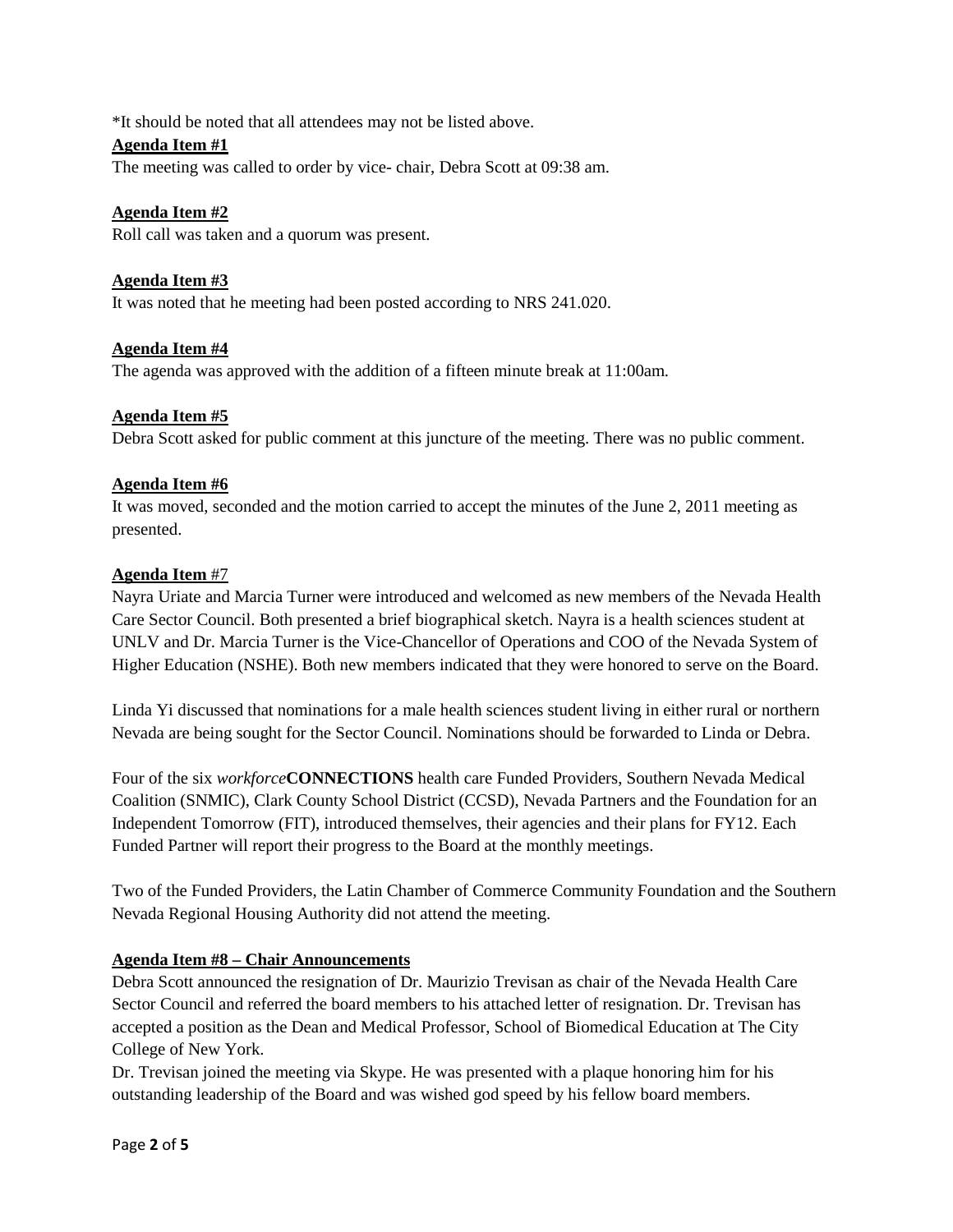*It should be noted that all attendees may not be listed above.

**Agenda Item #1**

The meeting was called to order by vice- chair, Debra Scott at 09:38 am.

**Agenda Item #2**

Roll call was taken and a quorum was present.

**Agenda Item #3**

It was noted that he meeting had been posted according to NRS 241.020.

**Agenda Item #4**

The agenda was approved with the addition of a fifteen minute break at 11:00am.

**Agenda Item #5**

Debra Scott asked for public comment at this juncture of the meeting. There was no public comment.

**Agenda Item #6**

It was moved, seconded and the motion carried to accept the minutes of the June 2, 2011 meeting as presented.

**Agenda Item** #7

Nayra Uriate and Marcia Turner were introduced and welcomed as new members of the Nevada Health Care Sector Council. Both presented a brief biographical sketch. Nayra is a health sciences student at UNLV and Dr. Marcia Turner is the Vice-Chancellor of Operations and COO of the Nevada System of Higher Education (NSHE). Both new members indicated that they were honored to serve on the Board.

Linda Yi discussed that nominations for a male health sciences student living in either rural or northern Nevada are being sought for the Sector Council. Nominations should be forwarded to Linda or Debra.

Four of the six *workforce***CONNECTIONS** health care Funded Providers, Southern Nevada Medical Coalition (SNMIC), Clark County School District (CCSD), Nevada Partners and the Foundation for an Independent Tomorrow (FIT), introduced themselves, their agencies and their plans for FY12. Each Funded Partner will report their progress to the Board at the monthly meetings.

Two of the Funded Providers, the Latin Chamber of Commerce Community Foundation and the Southern Nevada Regional Housing Authority did not attend the meeting.

**Agenda Item #8 – Chair Announcements**

Debra Scott announced the resignation of Dr. Maurizio Trevisan as chair of the Nevada Health Care Sector Council and referred the board members to his attached letter of resignation. Dr. Trevisan has accepted a position as the Dean and Medical Professor, School of Biomedical Education at The City College of New York.

Dr. Trevisan joined the meeting via Skype. He was presented with a plaque honoring him for his outstanding leadership of the Board and was wished god speed by his fellow board members.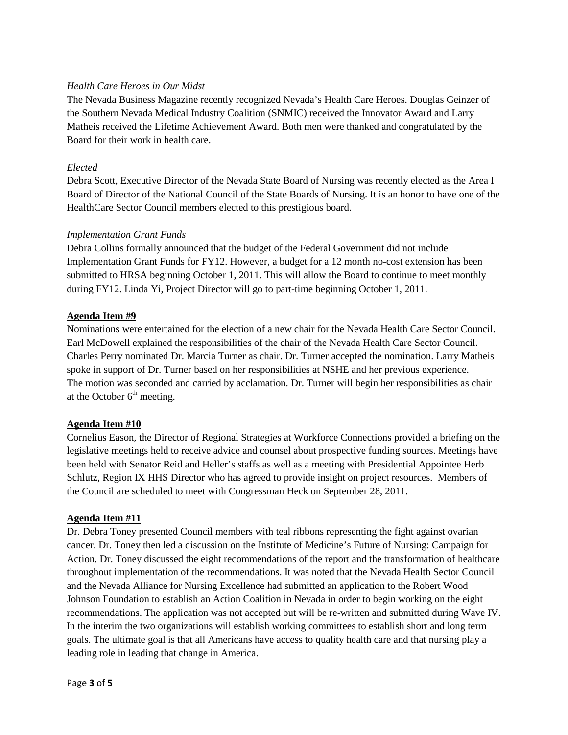*Health Care Heroes in Our Midst*

The Nevada Business Magazine recently recognized Nevada's Health Care Heroes. Douglas Geinzer of the Southern Nevada Medical Industry Coalition (SNMIC) received the Innovator Award and Larry Matheis received the Lifetime Achievement Award. Both men were thanked and congratulated by the Board for their work in health care.

*Elected*

Debra Scott, Executive Director of the Nevada State Board of Nursing was recently elected as the Area I Board of Director of the National Council of the State Boards of Nursing. It is an honor to have one of the HealthCare Sector Council members elected to this prestigious board.

*Implementation Grant Funds*

Debra Collins formally announced that the budget of the Federal Government did not include Implementation Grant Funds for FY12. However, a budget for a 12 month no-cost extension has been submitted to HRSA beginning October 1, 2011. This will allow the Board to continue to meet monthly during FY12. Linda Yi, Project Director will go to part-time beginning October 1, 2011.

**Agenda Item #9**

Nominations were entertained for the election of a new chair for the Nevada Health Care Sector Council. Earl McDowell explained the responsibilities of the chair of the Nevada Health Care Sector Council. Charles Perry nominated Dr. Marcia Turner as chair. Dr. Turner accepted the nomination. Larry Matheis spoke in support of Dr. Turner based on her responsibilities at NSHE and her previous experience. The motion was seconded and carried by acclamation. Dr. Turner will begin her responsibilities as chair at the October 6th meeting.

**Agenda Item #10**

Cornelius Eason, the Director of Regional Strategies at Workforce Connections provided a briefing on the legislative meetings held to receive advice and counsel about prospective funding sources. Meetings have been held with Senator Reid and Heller's staffs as well as a meeting with Presidential Appointee Herb Schlutz, Region IX HHS Director who has agreed to provide insight on project resources. Members of the Council are scheduled to meet with Congressman Heck on September 28, 2011.

**Agenda Item #11**

Dr. Debra Toney presented Council members with teal ribbons representing the fight against ovarian cancer. Dr. Toney then led a discussion on the Institute of Medicine's Future of Nursing: Campaign for Action. Dr. Toney discussed the eight recommendations of the report and the transformation of healthcare throughout implementation of the recommendations. It was noted that the Nevada Health Sector Council and the Nevada Alliance for Nursing Excellence had submitted an application to the Robert Wood Johnson Foundation to establish an Action Coalition in Nevada in order to begin working on the eight recommendations. The application was not accepted but will be re-written and submitted during Wave IV. In the interim the two organizations will establish working committees to establish short and long term goals. The ultimate goal is that all Americans have access to quality health care and that nursing play a leading role in leading that change in America.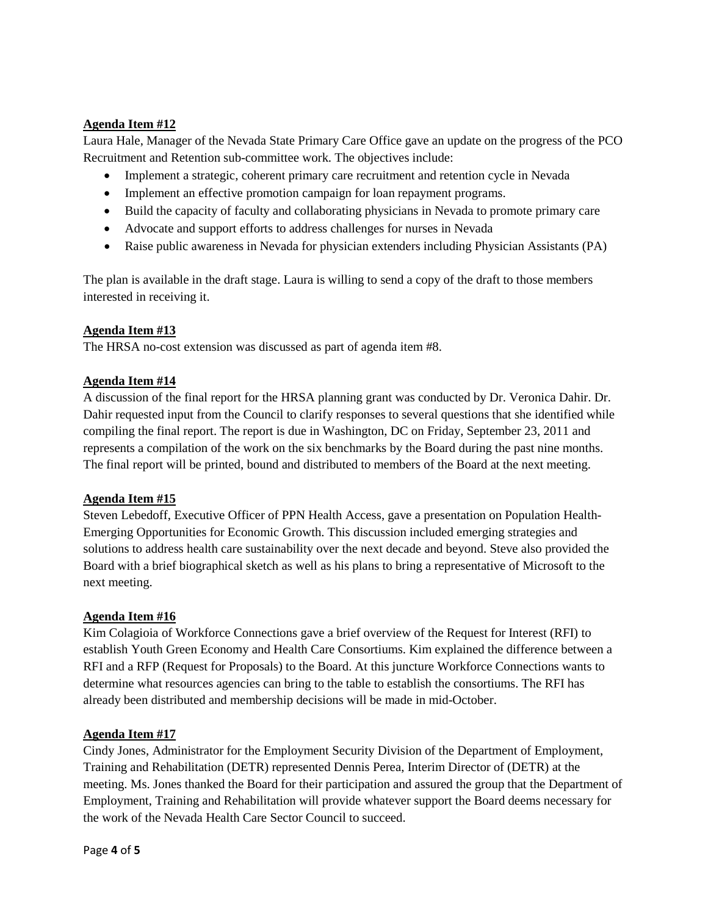**Agenda Item #12**

Laura Hale, Manager of the Nevada State Primary Care Office gave an update on the progress of the PCO Recruitment and Retention sub-committee work. The objectives include:

- Implement a strategic, coherent primary care recruitment and retention cycle in Nevada
- Implement an effective promotion campaign for loan repayment programs.
- Build the capacity of faculty and collaborating physicians in Nevada to promote primary care
- Advocate and support efforts to address challenges for nurses in Nevada
- Raise public awareness in Nevada for physician extenders including Physician Assistants (PA)

The plan is available in the draft stage. Laura is willing to send a copy of the draft to those members interested in receiving it.

**Agenda Item #13**

The HRSA no-cost extension was discussed as part of agenda item #8.

**Agenda Item #14**

A discussion of the final report for the HRSA planning grant was conducted by Dr. Veronica Dahir. Dr. Dahir requested input from the Council to clarify responses to several questions that she identified while compiling the final report. The report is due in Washington, DC on Friday, September 23, 2011 and represents a compilation of the work on the six benchmarks by the Board during the past nine months. The final report will be printed, bound and distributed to members of the Board at the next meeting.

**Agenda Item #15**

Steven Lebedoff, Executive Officer of PPN Health Access, gave a presentation on Population Health-Emerging Opportunities for Economic Growth. This discussion included emerging strategies and solutions to address health care sustainability over the next decade and beyond. Steve also provided the Board with a brief biographical sketch as well as his plans to bring a representative of Microsoft to the next meeting.

**Agenda Item #16**

Kim Colagioia of Workforce Connections gave a brief overview of the Request for Interest (RFI) to establish Youth Green Economy and Health Care Consortiums. Kim explained the difference between a RFI and a RFP (Request for Proposals) to the Board. At this juncture Workforce Connections wants to determine what resources agencies can bring to the table to establish the consortiums. The RFI has already been distributed and membership decisions will be made in mid-October.

**Agenda Item #17**

Cindy Jones, Administrator for the Employment Security Division of the Department of Employment, Training and Rehabilitation (DETR) represented Dennis Perea, Interim Director of (DETR) at the meeting. Ms. Jones thanked the Board for their participation and assured the group that the Department of Employment, Training and Rehabilitation will provide whatever support the Board deems necessary for the work of the Nevada Health Care Sector Council to succeed.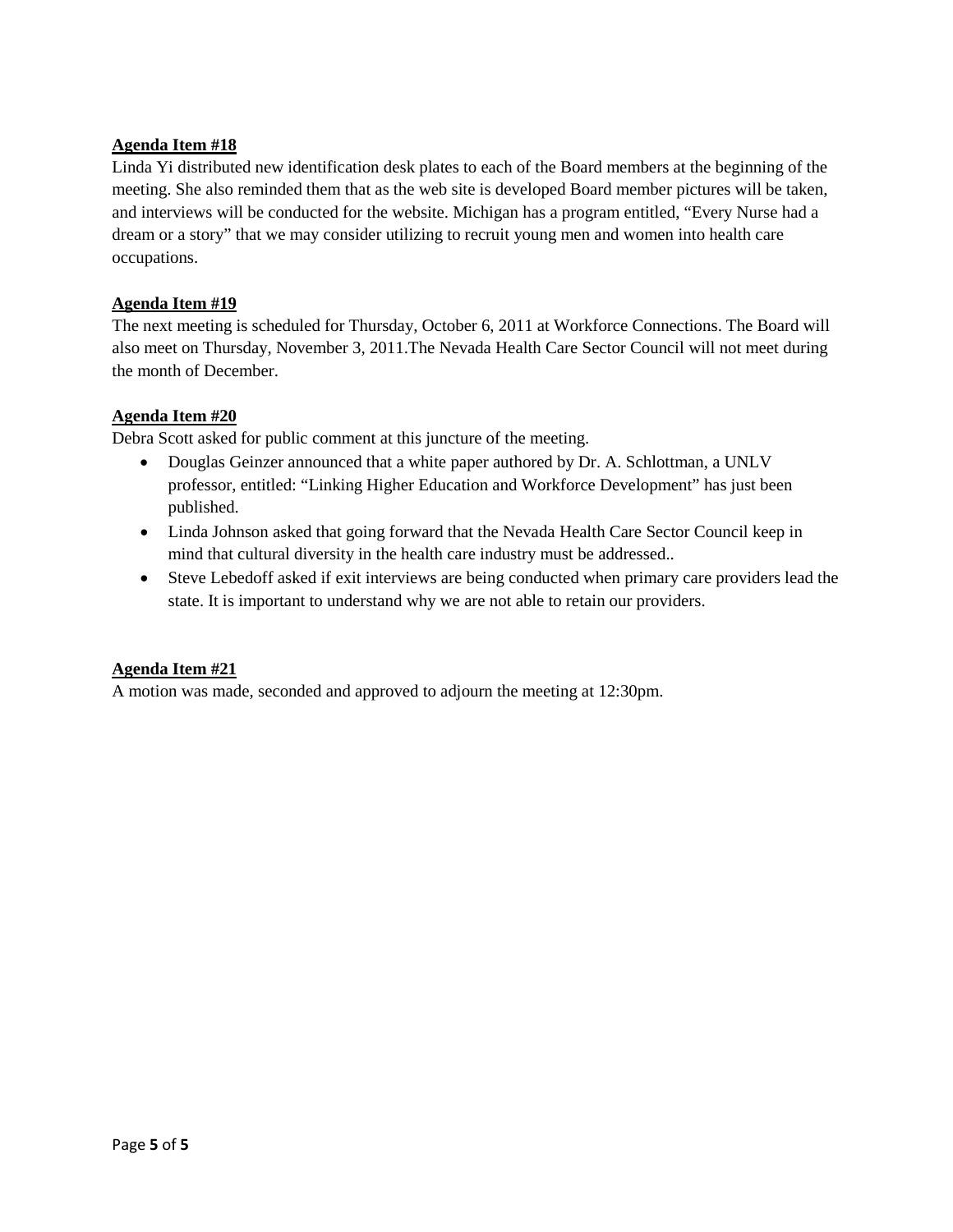**Agenda Item #18**

Linda Yi distributed new identification desk plates to each of the Board members at the beginning of the meeting. She also reminded them that as the web site is developed Board member pictures will be taken, and interviews will be conducted for the website. Michigan has a program entitled, "Every Nurse had a dream or a story" that we may consider utilizing to recruit young men and women into health care occupations.

**Agenda Item #19**

The next meeting is scheduled for Thursday, October 6, 2011 at Workforce Connections. The Board will also meet on Thursday, November 3, 2011.The Nevada Health Care Sector Council will not meet during the month of December.

**Agenda Item #20**

Debra Scott asked for public comment at this juncture of the meeting.

- Douglas Geinzer announced that a white paper authored by Dr. A. Schlottman, a UNLV professor, entitled: "Linking Higher Education and Workforce Development" has just been published.
- Linda Johnson asked that going forward that the Nevada Health Care Sector Council keep in mind that cultural diversity in the health care industry must be addressed..
- Steve Lebedoff asked if exit interviews are being conducted when primary care providers lead the state. It is important to understand why we are not able to retain our providers.

**Agenda Item #21**

A motion was made, seconded and approved to adjourn the meeting at 12:30pm.